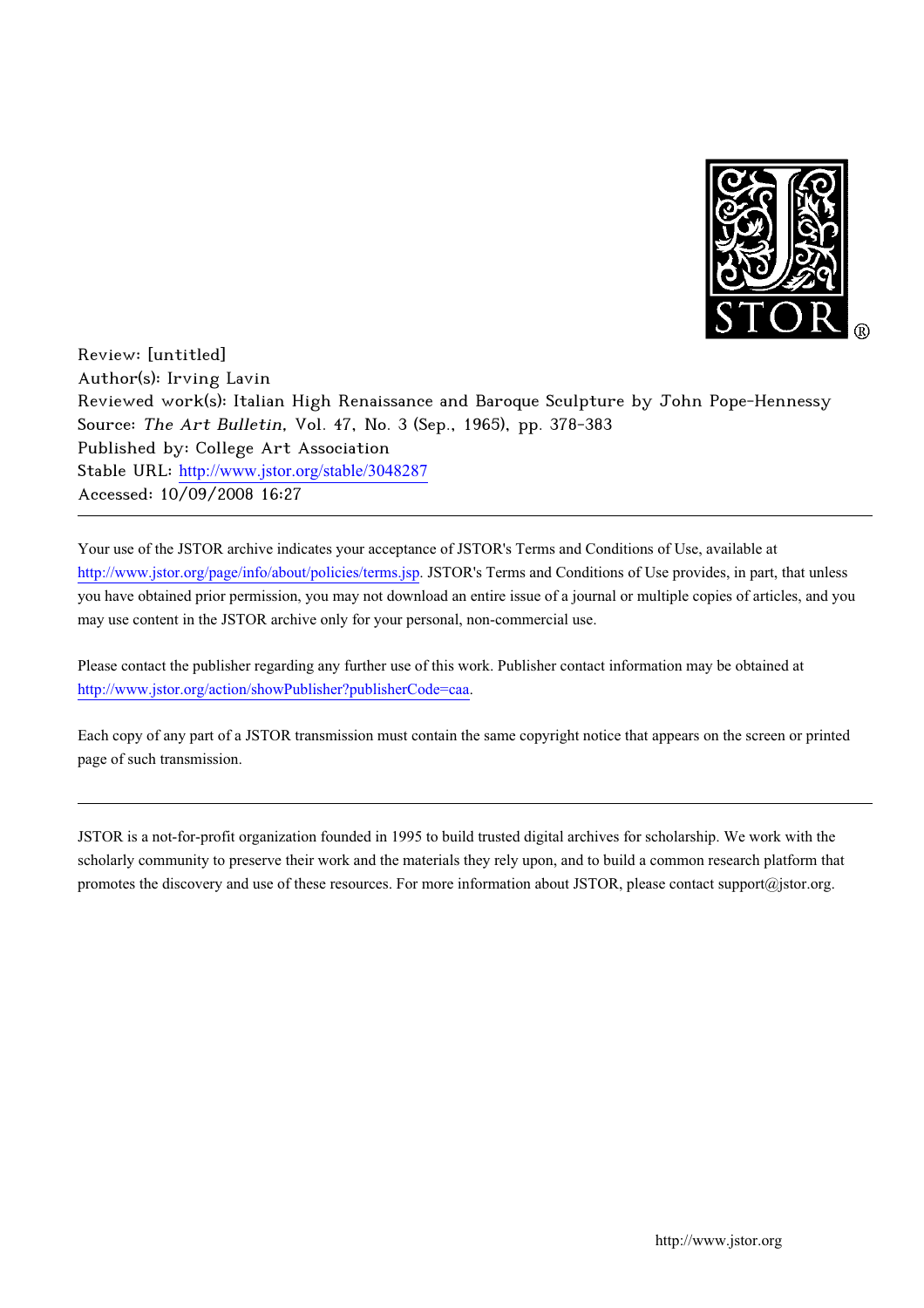Review: [untitled]
Author(s): Irving Lavin
Reviewed work(s): Italian High Renaissance and Baroque Sculpture by John Pope-Hennessy
Source: *The Art Bulletin*, Vol. 47, No. 3 (Sep., 1965), pp. 378-383
Published by: College Art Association
Stable URL: http://www.jstor.org/stable/3048287
Accessed: 10/09/2008 16:27

---

Your use of the JSTOR archive indicates your acceptance of JSTOR's Terms and Conditions of Use, available at http://www.jstor.org/page/info/about/policies/terms.jsp. JSTOR's Terms and Conditions of Use provides, in part, that unless you have obtained prior permission, you may not download an entire issue of a journal or multiple copies of articles, and you may use content in the JSTOR archive only for your personal, non-commercial use.

Please contact the publisher regarding any further use of this work. Publisher contact information may be obtained at http://www.jstor.org/action/showPublisher?publisherCode=caa.

Each copy of any part of a JSTOR transmission must contain the same copyright notice that appears on the screen or printed page of such transmission.

---

JSTOR is a not-for-profit organization founded in 1995 to build trusted digital archives for scholarship. We work with the scholarly community to preserve their work and the materials they rely upon, and to build a common research platform that promotes the discovery and use of these resources. For more information about JSTOR, please contact support@jstor.org.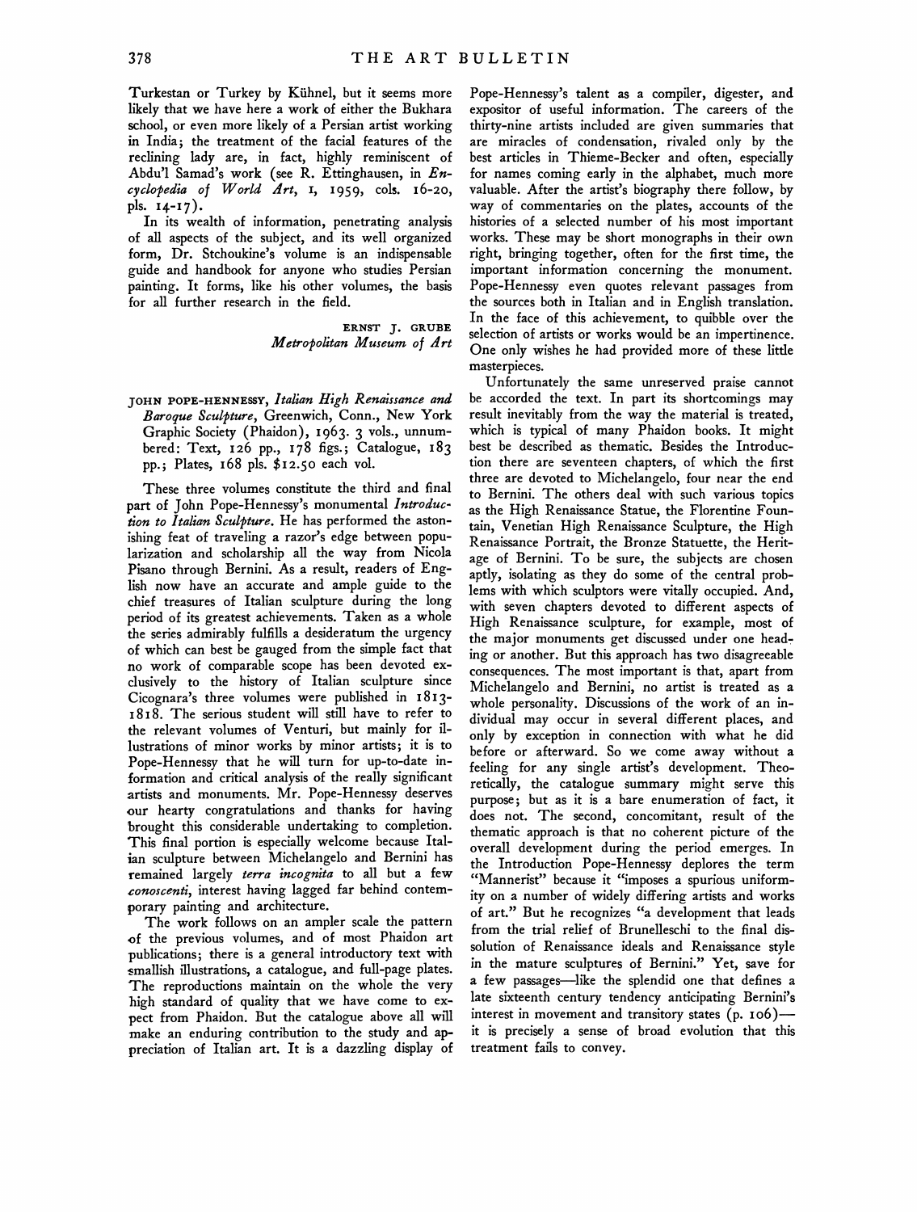Turkestan or Turkey by Kühnel, but it seems more likely that we have here a work of either the Bukhara school, or even more likely of a Persian artist working in India; the treatment of the facial features of the reclining lady are, in fact, highly reminiscent of Abdu'l Samad's work (see R. Ettinghausen, in *Encyclopedia of World Art*, I, 1959, cols. 16-20, pls. 14-17).

In its wealth of information, penetrating analysis of all aspects of the subject, and its well organized form, Dr. Stchoukine's volume is an indispensable guide and handbook for anyone who studies Persian painting. It forms, like his other volumes, the basis for all further research in the field.

ERNST J. GRUBE
*Metropolitan Museum of Art*

JOHN POPE-HENNESSY, *Italian High Renaissance and Baroque Sculpture*, Greenwich, Conn., New York Graphic Society (Phaidon), 1963. 3 vols., unnumbered: Text, 126 pp., 178 figs.; Catalogue, 183 pp.; Plates, 168 pls. $12.50 each vol.

These three volumes constitute the third and final part of John Pope-Hennessy's monumental *Introduction to Italian Sculpture*. He has performed the astonishing feat of traveling a razor's edge between popularization and scholarship all the way from Nicola Pisano through Bernini. As a result, readers of English now have an accurate and ample guide to the chief treasures of Italian sculpture during the long period of its greatest achievements. Taken as a whole the series admirably fulfills a desideratum the urgency of which can best be gauged from the simple fact that no work of comparable scope has been devoted exclusively to the history of Italian sculpture since Cicognara's three volumes were published in 1813-1818. The serious student will still have to refer to the relevant volumes of Venturi, but mainly for illustrations of minor works by minor artists; it is to Pope-Hennessy that he will turn for up-to-date information and critical analysis of the really significant artists and monuments. Mr. Pope-Hennessy deserves our hearty congratulations and thanks for having brought this considerable undertaking to completion. This final portion is especially welcome because Italian sculpture between Michelangelo and Bernini has remained largely *terra incognita* to all but a few *conoscenti*, interest having lagged far behind contemporary painting and architecture.

The work follows on an ampler scale the pattern of the previous volumes, and of most Phaidon art publications; there is a general introductory text with smallish illustrations, a catalogue, and full-page plates. The reproductions maintain on the whole the very high standard of quality that we have come to expect from Phaidon. But the catalogue above all will make an enduring contribution to the study and appreciation of Italian art. It is a dazzling display of Pope-Hennessy's talent as a compiler, digester, and expositor of useful information. The careers of the thirty-nine artists included are given summaries that are miracles of condensation, rivaled only by the best articles in Thieme-Becker and often, especially for names coming early in the alphabet, much more valuable. After the artist's biography there follow, by way of commentaries on the plates, accounts of the histories of a selected number of his most important works. These may be short monographs in their own right, bringing together, often for the first time, the important information concerning the monument. Pope-Hennessy even quotes relevant passages from the sources both in Italian and in English translation. In the face of this achievement, to quibble over the selection of artists or works would be an impertinence. One only wishes he had provided more of these little masterpieces.

Unfortunately the same unreserved praise cannot be accorded the text. In part its shortcomings may result inevitably from the way the material is treated, which is typical of many Phaidon books. It might best be described as thematic. Besides the Introduction there are seventeen chapters, of which the first three are devoted to Michelangelo, four near the end to Bernini. The others deal with such various topics as the High Renaissance Statue, the Florentine Fountain, Venetian High Renaissance Sculpture, the High Renaissance Portrait, the Bronze Statuette, the Heritage of Bernini. To be sure, the subjects are chosen aptly, isolating as they do some of the central problems with which sculptors were vitally occupied. And, with seven chapters devoted to different aspects of High Renaissance sculpture, for example, most of the major monuments get discussed under one heading or another. But this approach has two disagreeable consequences. The most important is that, apart from Michelangelo and Bernini, no artist is treated as a whole personality. Discussions of the work of an individual may occur in several different places, and only by exception in connection with what he did before or afterward. So we come away without a feeling for any single artist's development. Theoretically, the catalogue summary might serve this purpose; but as it is a bare enumeration of fact, it does not. The second, concomitant, result of the thematic approach is that no coherent picture of the overall development during the period emerges. In the Introduction Pope-Hennessy deplores the term "Mannerist" because it "imposes a spurious uniformity on a number of widely differing artists and works of art." But he recognizes "a development that leads from the trial relief of Brunelleschi to the final dissolution of Renaissance ideals and Renaissance style in the mature sculptures of Bernini." Yet, save for a few passages—like the splendid one that defines a late sixteenth century tendency anticipating Bernini's interest in movement and transitory states (p. 106)—it is precisely a sense of broad evolution that this treatment fails to convey.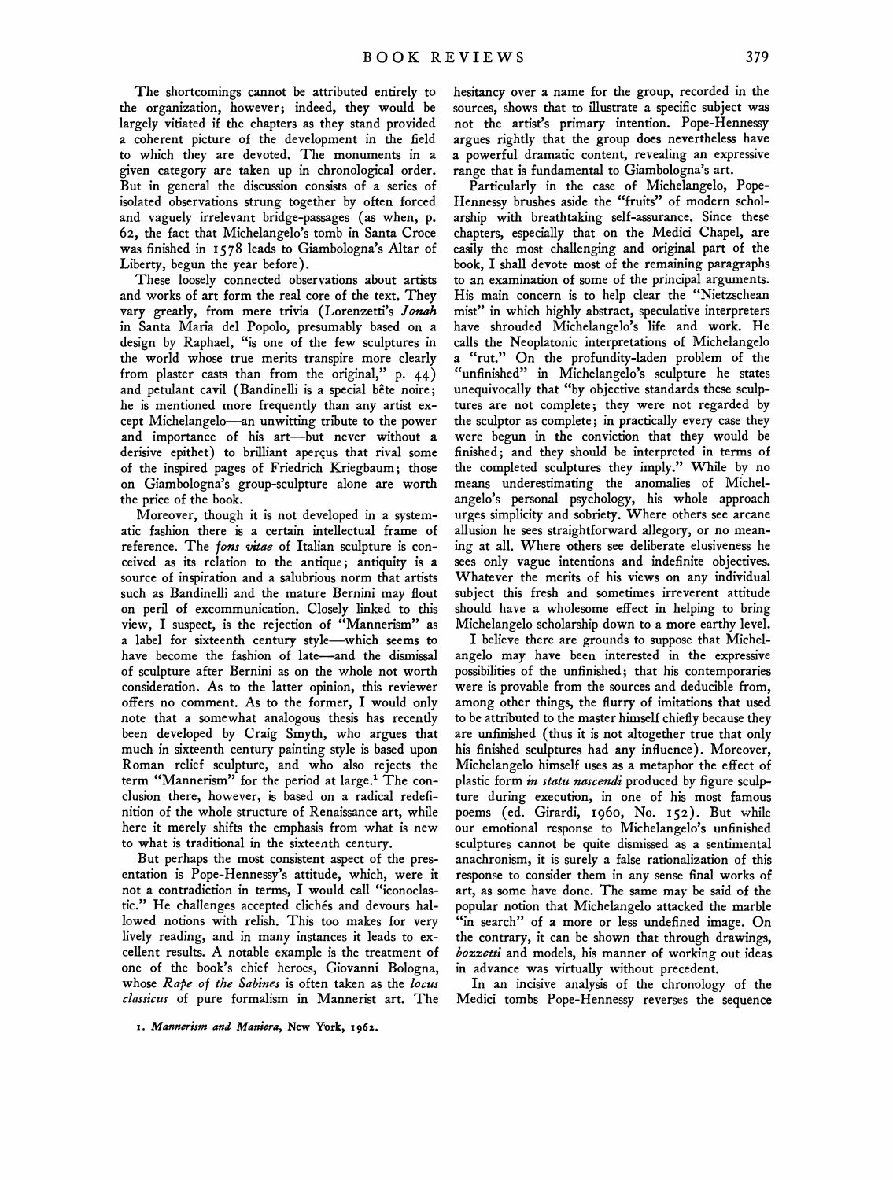The shortcomings cannot be attributed entirely to the organization, however; indeed, they would be largely vitiated if the chapters as they stand provided a coherent picture of the development in the field to which they are devoted. The monuments in a given category are taken up in chronological order. But in general the discussion consists of a series of isolated observations strung together by often forced and vaguely irrelevant bridge-passages (as when, p. 62, the fact that Michelangelo's tomb in Santa Croce was finished in 1578 leads to Giambologna's Altar of Liberty, begun the year before).

These loosely connected observations about artists and works of art form the real core of the text. They vary greatly, from mere trivia (Lorenzetti's *Jonah* in Santa Maria del Popolo, presumably based on a design by Raphael, "is one of the few sculptures in the world whose true merits transpire more clearly from plaster casts than from the original," p. 44) and petulant cavil (Bandinelli is a special bête noire; he is mentioned more frequently than any artist except Michelangelo—an unwitting tribute to the power and importance of his art—but never without a derisive epithet) to brilliant aperçus that rival some of the inspired pages of Friedrich Kriegbaum; those on Giambologna's group-sculpture alone are worth the price of the book.

Moreover, though it is not developed in a systematic fashion there is a certain intellectual frame of reference. The *fons vitae* of Italian sculpture is conceived as its relation to the antique; antiquity is a source of inspiration and a salubrious norm that artists such as Bandinelli and the mature Bernini may flout on peril of excommunication. Closely linked to this view, I suspect, is the rejection of "Mannerism" as a label for sixteenth century style—which seems to have become the fashion of late—and the dismissal of sculpture after Bernini as on the whole not worth consideration. As to the latter opinion, this reviewer offers no comment. As to the former, I would only note that a somewhat analogous thesis has recently been developed by Craig Smyth, who argues that much in sixteenth century painting style is based upon Roman relief sculpture, and who also rejects the term "Mannerism" for the period at large.[1] The conclusion there, however, is based on a radical redefinition of the whole structure of Renaissance art, while here it merely shifts the emphasis from what is new to what is traditional in the sixteenth century.

But perhaps the most consistent aspect of the presentation is Pope-Hennessy's attitude, which, were it not a contradiction in terms, I would call "iconoclastic." He challenges accepted clichés and devours hallowed notions with relish. This too makes for very lively reading, and in many instances it leads to excellent results. A notable example is the treatment of one of the book's chief heroes, Giovanni Bologna, whose *Rape of the Sabines* is often taken as the *locus classicus* of pure formalism in Mannerist art. The hesitancy over a name for the group, recorded in the sources, shows that to illustrate a specific subject was not the artist's primary intention. Pope-Hennessy argues rightly that the group does nevertheless have a powerful dramatic content, revealing an expressive range that is fundamental to Giambologna's art.

Particularly in the case of Michelangelo, Pope-Hennessy brushes aside the "fruits" of modern scholarship with breathtaking self-assurance. Since these chapters, especially that on the Medici Chapel, are easily the most challenging and original part of the book, I shall devote most of the remaining paragraphs to an examination of some of the principal arguments. His main concern is to help clear the "Nietzschean mist" in which highly abstract, speculative interpreters have shrouded Michelangelo's life and work. He calls the Neoplatonic interpretations of Michelangelo a "rut." On the profundity-laden problem of the "unfinished" in Michelangelo's sculpture he states unequivocally that "by objective standards these sculptures are not complete; they were not regarded by the sculptor as complete; in practically every case they were begun in the conviction that they would be finished; and they should be interpreted in terms of the completed sculptures they imply." While by no means underestimating the anomalies of Michelangelo's personal psychology, his whole approach urges simplicity and sobriety. Where others see arcane allusion he sees straightforward allegory, or no meaning at all. Where others see deliberate elusiveness he sees only vague intentions and indefinite objectives. Whatever the merits of his views on any individual subject this fresh and sometimes irreverent attitude should have a wholesome effect in helping to bring Michelangelo scholarship down to a more earthy level.

I believe there are grounds to suppose that Michelangelo may have been interested in the expressive possibilities of the unfinished; that his contemporaries were is provable from the sources and deducible from, among other things, the flurry of imitations that used to be attributed to the master himself chiefly because they are unfinished (thus it is not altogether true that only his finished sculptures had any influence). Moreover, Michelangelo himself uses as a metaphor the effect of plastic form *in statu nascendi* produced by figure sculpture during execution, in one of his most famous poems (ed. Girardi, 1960, No. 152). But while our emotional response to Michelangelo's unfinished sculptures cannot be quite dismissed as a sentimental anachronism, it is surely a false rationalization of this response to consider them in any sense final works of art, as some have done. The same may be said of the popular notion that Michelangelo attacked the marble "in search" of a more or less undefined image. On the contrary, it can be shown that through drawings, *bozzetti* and models, his manner of working out ideas in advance was virtually without precedent.

In an incisive analysis of the chronology of the Medici tombs Pope-Hennessy reverses the sequence

1. *Mannerism and Maniera*, New York, 1962.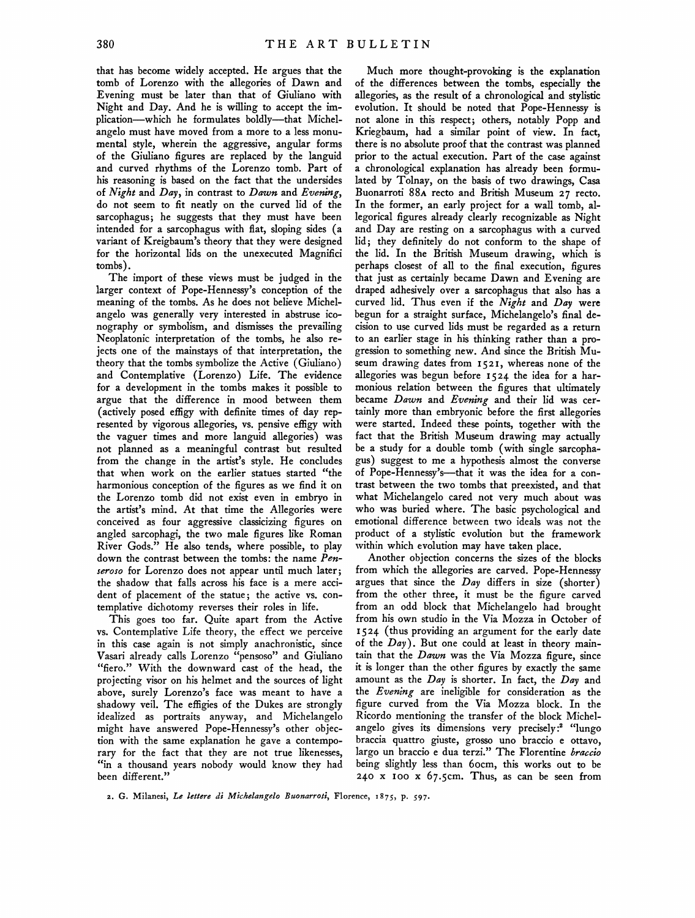that has become widely accepted. He argues that the tomb of Lorenzo with the allegories of Dawn and Evening must be later than that of Giuliano with Night and Day. And he is willing to accept the implication—which he formulates boldly—that Michelangelo must have moved from a more to a less monumental style, wherein the aggressive, angular forms of the Giuliano figures are replaced by the languid and curved rhythms of the Lorenzo tomb. Part of his reasoning is based on the fact that the undersides of *Night* and *Day*, in contrast to *Dawn* and *Evening*, do not seem to fit neatly on the curved lid of the sarcophagus; he suggests that they must have been intended for a sarcophagus with flat, sloping sides (a variant of Kreigbaum's theory that they were designed for the horizontal lids on the unexecuted Magnifici tombs).

The import of these views must be judged in the larger context of Pope-Hennessy's conception of the meaning of the tombs. As he does not believe Michelangelo was generally very interested in abstruse iconography or symbolism, and dismisses the prevailing Neoplatonic interpretation of the tombs, he also rejects one of the mainstays of that interpretation, the theory that the tombs symbolize the Active (Giuliano) and Contemplative (Lorenzo) Life. The evidence for a development in the tombs makes it possible to argue that the difference in mood between them (actively posed effigy with definite times of day represented by vigorous allegories, vs. pensive effigy with the vaguer times and more languid allegories) was not planned as a meaningful contrast but resulted from the change in the artist's style. He concludes that when work on the earlier statues started "the harmonious conception of the figures as we find it on the Lorenzo tomb did not exist even in embryo in the artist's mind. At that time the Allegories were conceived as four aggressive classicizing figures on angled sarcophagi, the two male figures like Roman River Gods." He also tends, where possible, to play down the contrast between the tombs: the name *Penseroso* for Lorenzo does not appear until much later; the shadow that falls across his face is a mere accident of placement of the statue; the active vs. contemplative dichotomy reverses their roles in life.

This goes too far. Quite apart from the Active vs. Contemplative Life theory, the effect we perceive in this case again is not simply anachronistic, since Vasari already calls Lorenzo "pensoso" and Giuliano "fiero." With the downward cast of the head, the projecting visor on his helmet and the sources of light above, surely Lorenzo's face was meant to have a shadowy veil. The effigies of the Dukes are strongly idealized as portraits anyway, and Michelangelo might have answered Pope-Hennessy's other objection with the same explanation he gave a contemporary for the fact that they are not true likenesses, "in a thousand years nobody would know they had been different."

Much more thought-provoking is the explanation of the differences between the tombs, especially the allegories, as the result of a chronological and stylistic evolution. It should be noted that Pope-Hennessy is not alone in this respect; others, notably Popp and Kriegbaum, had a similar point of view. In fact, there is no absolute proof that the contrast was planned prior to the actual execution. Part of the case against a chronological explanation has already been formulated by Tolnay, on the basis of two drawings, Casa Buonarroti 88A recto and British Museum 27 recto. In the former, an early project for a wall tomb, allegorical figures already clearly recognizable as Night and Day are resting on a sarcophagus with a curved lid; they definitely do not conform to the shape of the lid. In the British Museum drawing, which is perhaps closest of all to the final execution, figures that just as certainly became Dawn and Evening are draped adhesively over a sarcophagus that also has a curved lid. Thus even if the *Night* and *Day* were begun for a straight surface, Michelangelo's final decision to use curved lids must be regarded as a return to an earlier stage in his thinking rather than a progression to something new. And since the British Museum drawing dates from 1521, whereas none of the allegories was begun before 1524 the idea for a harmonious relation between the figures that ultimately became *Dawn* and *Evening* and their lid was certainly more than embryonic before the first allegories were started. Indeed these points, together with the fact that the British Museum drawing may actually be a study for a double tomb (with single sarcophagus) suggest to me a hypothesis almost the converse of Pope-Hennessy's—that it was the idea for a contrast between the two tombs that preexisted, and that what Michelangelo cared not very much about was who was buried where. The basic psychological and emotional difference between two ideals was not the product of a stylistic evolution but the framework within which evolution may have taken place.

Another objection concerns the sizes of the blocks from which the allegories are carved. Pope-Hennessy argues that since the *Day* differs in size (shorter) from the other three, it must be the figure carved from an odd block that Michelangelo had brought from his own studio in the Via Mozza in October of 1524 (thus providing an argument for the early date of the *Day*). But one could at least in theory maintain that the *Dawn* was the Via Mozza figure, since it is longer than the other figures by exactly the same amount as the *Day* is shorter. In fact, the *Day* and the *Evening* are ineligible for consideration as the figure curved from the Via Mozza block. In the Ricordo mentioning the transfer of the block Michelangelo gives its dimensions very precisely:[2] "lungo braccia quattro giuste, grosso uno braccio e ottavo, largo un braccio e dua terzi." The Florentine *braccio* being slightly less than 60cm, this works out to be 240 x 100 x 67.5cm. Thus, as can be seen from

2. G. Milanesi, *Le lettere di Michelangelo Buonarroti*, Florence, 1875, p. 597.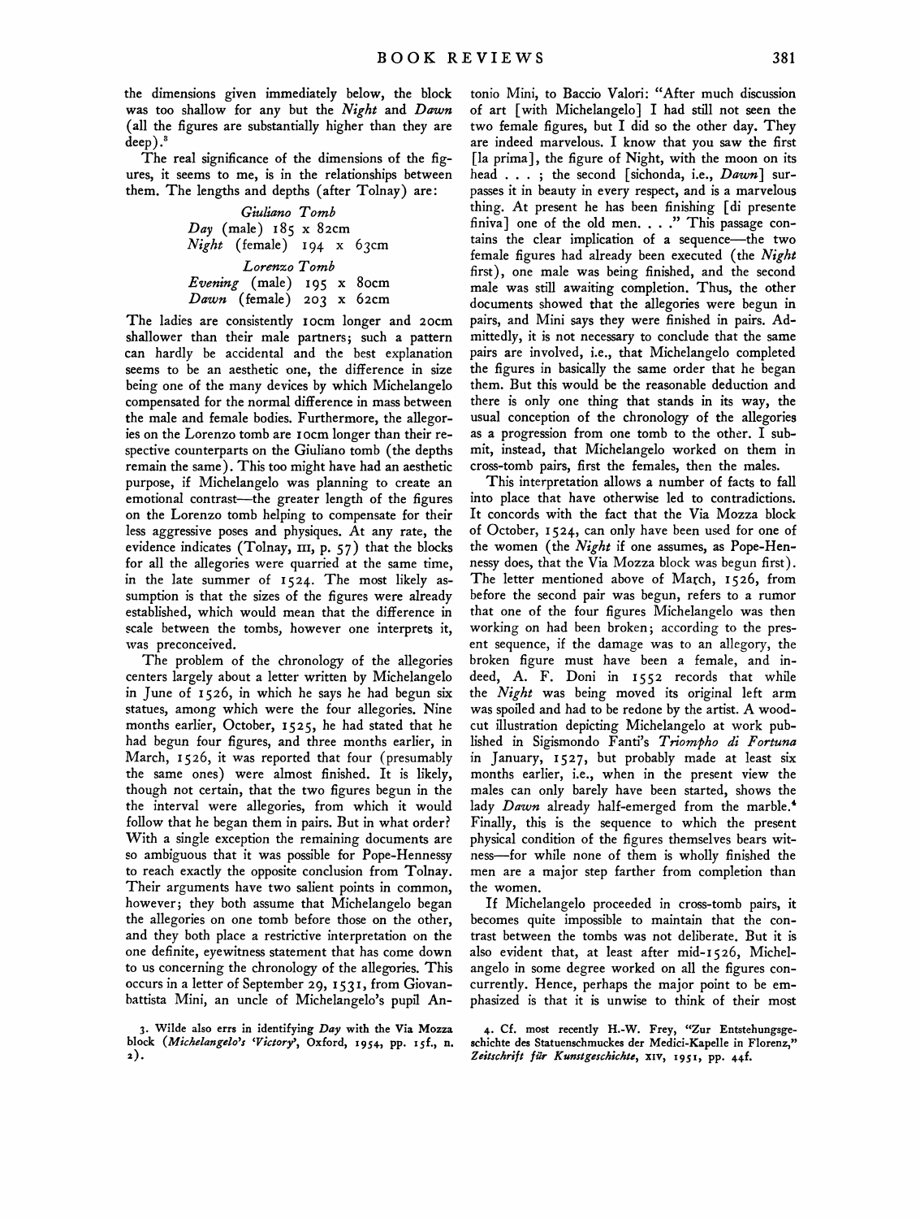the dimensions given immediately below, the block was too shallow for any but the *Night* and *Dawn* (all the figures are substantially higher than they are deep).[3]

The real significance of the dimensions of the figures, it seems to me, is in the relationships between them. The lengths and depths (after Tolnay) are:

*Giuliano Tomb*
*Day* (male) 185 x 82cm
*Night* (female) 194 x 63cm

*Lorenzo Tomb*
*Evening* (male) 195 x 80cm
*Dawn* (female) 203 x 62cm

The ladies are consistently 10cm longer and 20cm shallower than their male partners; such a pattern can hardly be accidental and the best explanation seems to be an aesthetic one, the difference in size being one of the many devices by which Michelangelo compensated for the normal difference in mass between the male and female bodies. Furthermore, the allegories on the Lorenzo tomb are 10cm longer than their respective counterparts on the Giuliano tomb (the depths remain the same). This too might have had an aesthetic purpose, if Michelangelo was planning to create an emotional contrast—the greater length of the figures on the Lorenzo tomb helping to compensate for their less aggressive poses and physiques. At any rate, the evidence indicates (Tolnay, III, p. 57) that the blocks for all the allegories were quarried at the same time, in the late summer of 1524. The most likely assumption is that the sizes of the figures were already established, which would mean that the difference in scale between the tombs, however one interprets it, was preconceived.

The problem of the chronology of the allegories centers largely about a letter written by Michelangelo in June of 1526, in which he says he had begun six statues, among which were the four allegories. Nine months earlier, October, 1525, he had stated that he had begun four figures, and three months earlier, in March, 1526, it was reported that four (presumably the same ones) were almost finished. It is likely, though not certain, that the two figures begun in the the interval were allegories, from which it would follow that he began them in pairs. But in what order? With a single exception the remaining documents are so ambiguous that it was possible for Pope-Hennessy to reach exactly the opposite conclusion from Tolnay. Their arguments have two salient points in common, however; they both assume that Michelangelo began the allegories on one tomb before those on the other, and they both place a restrictive interpretation on the one definite, eyewitness statement that has come down to us concerning the chronology of the allegories. This occurs in a letter of September 29, 1531, from Giovanbattista Mini, an uncle of Michelangelo's pupil Antonio Mini, to Baccio Valori: "After much discussion of art [with Michelangelo] I had still not seen the two female figures, but I did so the other day. They are indeed marvelous. I know that you saw the first [la prima], the figure of Night, with the moon on its head . . . ; the second [sichonda, i.e., *Dawn*] surpasses it in beauty in every respect, and is a marvelous thing. At present he has been finishing [di presente finiva] one of the old men. . . ." This passage contains the clear implication of a sequence—the two female figures had already been executed (the *Night* first), one male was being finished, and the second male was still awaiting completion. Thus, the other documents showed that the allegories were begun in pairs, and Mini says they were finished in pairs. Admittedly, it is not necessary to conclude that the same pairs are involved, i.e., that Michelangelo completed the figures in basically the same order that he began them. But this would be the reasonable deduction and there is only one thing that stands in its way, the usual conception of the chronology of the allegories as a progression from one tomb to the other. I submit, instead, that Michelangelo worked on them in cross-tomb pairs, first the females, then the males.

This interpretation allows a number of facts to fall into place that have otherwise led to contradictions. It concords with the fact that the Via Mozza block of October, 1524, can only have been used for one of the women (the *Night* if one assumes, as Pope-Hennessy does, that the Via Mozza block was begun first). The letter mentioned above of March, 1526, from before the second pair was begun, refers to a rumor that one of the four figures Michelangelo was then working on had been broken; according to the present sequence, if the damage was to an allegory, the broken figure must have been a female, and indeed, A. F. Doni in 1552 records that while the *Night* was being moved its original left arm was spoiled and had to be redone by the artist. A woodcut illustration depicting Michelangelo at work published in Sigismondo Fanti's *Triompho di Fortuna* in January, 1527, but probably made at least six months earlier, i.e., when in the present view the males can only barely have been started, shows the lady *Dawn* already half-emerged from the marble.[4] Finally, this is the sequence to which the present physical condition of the figures themselves bears witness—for while none of them is wholly finished the men are a major step farther from completion than the women.

If Michelangelo proceeded in cross-tomb pairs, it becomes quite impossible to maintain that the contrast between the tombs was not deliberate. But it is also evident that, at least after mid-1526, Michelangelo in some degree worked on all the figures concurrently. Hence, perhaps the major point to be emphasized is that it is unwise to think of their most

3. Wilde also errs in identifying *Day* with the Via Mozza block (*Michelangelo's 'Victory'*, Oxford, 1954, pp. 15f., n. 2).

4. Cf. most recently H.-W. Frey, "Zur Entstehungsgeschichte des Statuenschmuckes der Medici-Kapelle in Florenz," *Zeitschrift für Kunstgeschichte*, XIV, 1951, pp. 44f.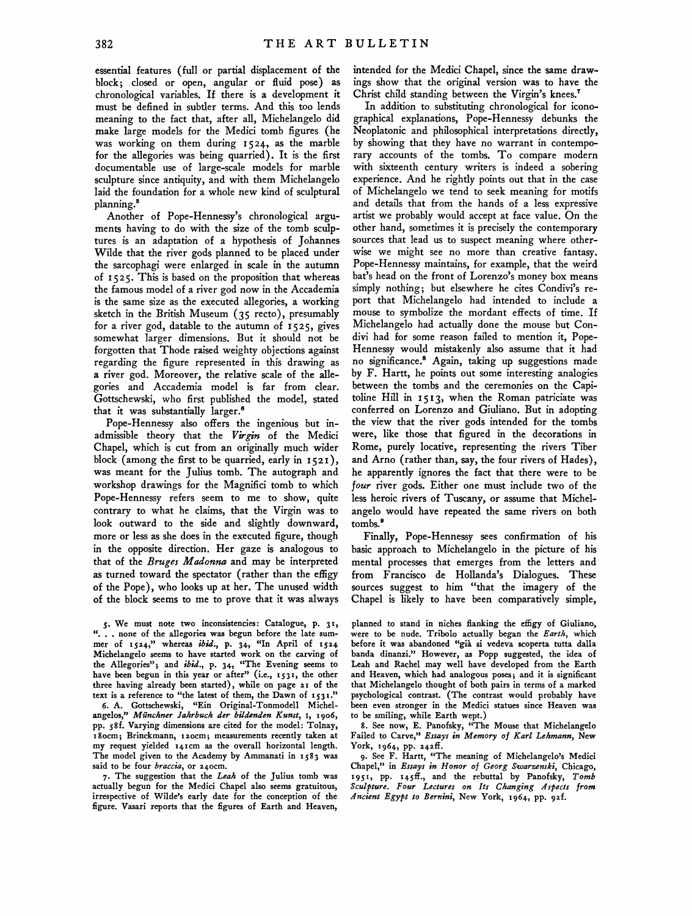essential features (full or partial displacement of the block; closed or open, angular or fluid pose) as chronological variables. If there is a development it must be defined in subtler terms. And this too lends meaning to the fact that, after all, Michelangelo did make large models for the Medici tomb figures (he was working on them during 1524, as the marble for the allegories was being quarried). It is the first documentable use of large-scale models for marble sculpture since antiquity, and with them Michelangelo laid the foundation for a whole new kind of sculptural planning.[5]

Another of Pope-Hennessy's chronological arguments having to do with the size of the tomb sculptures is an adaptation of a hypothesis of Johannes Wilde that the river gods planned to be placed under the sarcophagi were enlarged in scale in the autumn of 1525. This is based on the proposition that whereas the famous model of a river god now in the Accademia is the same size as the executed allegories, a working sketch in the British Museum (35 recto), presumably for a river god, datable to the autumn of 1525, gives somewhat larger dimensions. But it should not be forgotten that Thode raised weighty objections against regarding the figure represented in this drawing as a river god. Moreover, the relative scale of the allegories and Accademia model is far from clear. Gottschewski, who first published the model, stated that it was substantially larger.[6]

Pope-Hennessy also offers the ingenious but inadmissible theory that the *Virgin* of the Medici Chapel, which is cut from an originally much wider block (among the first to be quarried, early in 1521), was meant for the Julius tomb. The autograph and workshop drawings for the Magnifici tomb to which Pope-Hennessy refers seem to me to show, quite contrary to what he claims, that the Virgin was to look outward to the side and slightly downward, more or less as she does in the executed figure, though in the opposite direction. Her gaze is analogous to that of the *Bruges Madonna* and may be interpreted as turned toward the spectator (rather than the effigy of the Pope), who looks up at her. The unused width of the block seems to me to prove that it was always intended for the Medici Chapel, since the same drawings show that the original version was to have the Christ child standing between the Virgin's knees.[7]

In addition to substituting chronological for iconographical explanations, Pope-Hennessy debunks the Neoplatonic and philosophical interpretations directly, by showing that they have no warrant in contemporary accounts of the tombs. To compare modern with sixteenth century writers is indeed a sobering experience. And he rightly points out that in the case of Michelangelo we tend to seek meaning for motifs and details that from the hands of a less expressive artist we probably would accept at face value. On the other hand, sometimes it is precisely the contemporary sources that lead us to suspect meaning where otherwise we might see no more than creative fantasy. Pope-Hennessy maintains, for example, that the weird bat's head on the front of Lorenzo's money box means simply nothing; but elsewhere he cites Condivi's report that Michelangelo had intended to include a mouse to symbolize the mordant effects of time. If Michelangelo had actually done the mouse but Condivi had for some reason failed to mention it, Pope-Hennessy would mistakenly also assume that it had no significance.[8] Again, taking up suggestions made by F. Hartt, he points out some interesting analogies between the tombs and the ceremonies on the Capitoline Hill in 1513, when the Roman patriciate was conferred on Lorenzo and Giuliano. But in adopting the view that the river gods intended for the tombs were, like those that figured in the decorations in Rome, purely locative, representing the rivers Tiber and Arno (rather than, say, the four rivers of Hades), he apparently ignores the fact that there were to be *four* river gods. Either one must include two of the less heroic rivers of Tuscany, or assume that Michelangelo would have repeated the same rivers on both tombs.[9]

Finally, Pope-Hennessy sees confirmation of his basic approach to Michelangelo in the picture of his mental processes that emerges from the letters and from Francisco de Hollanda's Dialogues. These sources suggest to him "that the imagery of the Chapel is likely to have been comparatively simple,

5. We must note two inconsistencies: Catalogue, p. 31, ". . . none of the allegories was begun before the late summer of 1524," whereas *ibid.*, p. 34, "In April of 1524 Michelangelo seems to have started work on the carving of the Allegories"; and *ibid.*, p. 34, "The Evening seems to have been begun in this year or after" (i.e., 1531, the other three having already been started), while on page 21 of the text is a reference to "the latest of them, the Dawn of 1531."

6. A. Gottschewski, "Ein Original-Tonmodell Michelangelos," *Münchner Jahrbuch der bildenden Kunst*, I, 1906, pp. 58f. Varying dimensions are cited for the model: Tolnay, 180cm; Brinckmann, 120cm; measurements recently taken at my request yielded 141cm as the overall horizontal length. The model given to the Academy by Ammanati in 1583 was said to be four *braccia*, or 240cm.

7. The suggestion that the *Leah* of the Julius tomb was actually begun for the Medici Chapel also seems gratuitous, irrespective of Wilde's early date for the conception of the figure. Vasari reports that the figures of Earth and Heaven, planned to stand in niches flanking the effigy of Giuliano, were to be nude. Tribolo actually began the *Earth*, which before it was abandoned "già si vedeva scoperta tutta dalla banda dinanzi." However, as Popp suggested, the idea of Leah and Rachel may well have developed from the Earth and Heaven, which had analogous poses; and it is significant that Michelangelo thought of both pairs in terms of a marked psychological contrast. (The contrast would probably have been even stronger in the Medici statues since Heaven was to be smiling, while Earth wept.)

8. See now, E. Panofsky, "The Mouse that Michelangelo Failed to Carve," *Essays in Memory of Karl Lehmann*, New York, 1964, pp. 242ff.

9. See F. Hartt, "The meaning of Michelangelo's Medici Chapel," in *Essays in Honor of Georg Swarzenski*, Chicago, 1951, pp. 145ff., and the rebuttal by Panofsky, *Tomb Sculpture. Four Lectures on Its Changing Aspects from Ancient Egypt to Bernini*, New York, 1964, pp. 92f.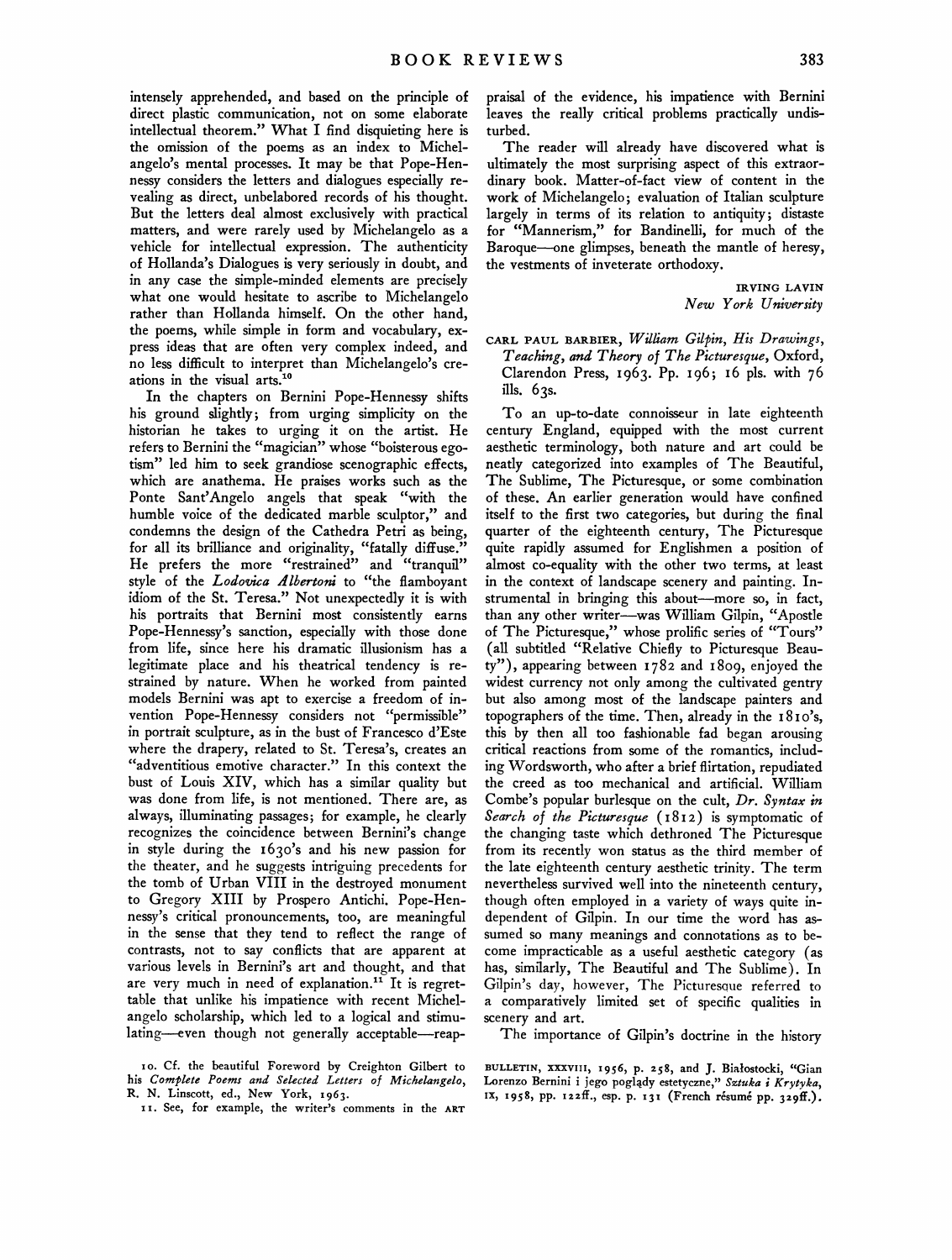intensely apprehended, and based on the principle of direct plastic communication, not on some elaborate intellectual theorem." What I find disquieting here is the omission of the poems as an index to Michelangelo's mental processes. It may be that Pope-Hennessy considers the letters and dialogues especially revealing as direct, unbelabored records of his thought. But the letters deal almost exclusively with practical matters, and were rarely used by Michelangelo as a vehicle for intellectual expression. The authenticity of Hollanda's Dialogues is very seriously in doubt, and in any case the simple-minded elements are precisely what one would hesitate to ascribe to Michelangelo rather than Hollanda himself. On the other hand, the poems, while simple in form and vocabulary, express ideas that are often very complex indeed, and no less difficult to interpret than Michelangelo's creations in the visual arts.[10]

In the chapters on Bernini Pope-Hennessy shifts his ground slightly; from urging simplicity on the historian he takes to urging it on the artist. He refers to Bernini the "magician" whose "boisterous egotism" led him to seek grandiose scenographic effects, which are anathema. He praises works such as the Ponte Sant'Angelo angels that speak "with the humble voice of the dedicated marble sculptor," and condemns the design of the Cathedra Petri as being, for all its brilliance and originality, "fatally diffuse." He prefers the more "restrained" and "tranquil" style of the *Lodovica Albertoni* to "the flamboyant idiom of the St. Teresa." Not unexpectedly it is with his portraits that Bernini most consistently earns Pope-Hennessy's sanction, especially with those done from life, since here his dramatic illusionism has a legitimate place and his theatrical tendency is restrained by nature. When he worked from painted models Bernini was apt to exercise a freedom of invention Pope-Hennessy considers not "permissible" in portrait sculpture, as in the bust of Francesco d'Este where the drapery, related to St. Teresa's, creates an "adventitious emotive character." In this context the bust of Louis XIV, which has a similar quality but was done from life, is not mentioned. There are, as always, illuminating passages; for example, he clearly recognizes the coincidence between Bernini's change in style during the 1630's and his new passion for the theater, and he suggests intriguing precedents for the tomb of Urban VIII in the destroyed monument to Gregory XIII by Prospero Antichi. Pope-Hennessy's critical pronouncements, too, are meaningful in the sense that they tend to reflect the range of contrasts, not to say conflicts that are apparent at various levels in Bernini's art and thought, and that are very much in need of explanation.[11] It is regrettable that unlike his impatience with recent Michelangelo scholarship, which led to a logical and stimulating—even though not generally acceptable—reappraisal of the evidence, his impatience with Bernini leaves the really critical problems practically undisturbed.

The reader will already have discovered what is ultimately the most surprising aspect of this extraordinary book. Matter-of-fact view of content in the work of Michelangelo; evaluation of Italian sculpture largely in terms of its relation to antiquity; distaste for "Mannerism," for Bandinelli, for much of the Baroque—one glimpses, beneath the mantle of heresy, the vestments of inveterate orthodoxy.

IRVING LAVIN
*New York University*

CARL PAUL BARBIER, *William Gilpin, His Drawings, Teaching, and Theory of The Picturesque*, Oxford, Clarendon Press, 1963. Pp. 196; 16 pls. with 76 ills. 63s.

To an up-to-date connoisseur in late eighteenth century England, equipped with the most current aesthetic terminology, both nature and art could be neatly categorized into examples of The Beautiful, The Sublime, The Picturesque, or some combination of these. An earlier generation would have confined itself to the first two categories, but during the final quarter of the eighteenth century, The Picturesque quite rapidly assumed for Englishmen a position of almost co-equality with the other two terms, at least in the context of landscape scenery and painting. Instrumental in bringing this about—more so, in fact, than any other writer—was William Gilpin, "Apostle of The Picturesque," whose prolific series of "Tours" (all subtitled "Relative Chiefly to Picturesque Beauty"), appearing between 1782 and 1809, enjoyed the widest currency not only among the cultivated gentry but also among most of the landscape painters and topographers of the time. Then, already in the 1810's, this by then all too fashionable fad began arousing critical reactions from some of the romantics, including Wordsworth, who after a brief flirtation, repudiated the creed as too mechanical and artificial. William Combe's popular burlesque on the cult, *Dr. Syntax in Search of the Picturesque* (1812) is symptomatic of the changing taste which dethroned The Picturesque from its recently won status as the third member of the late eighteenth century aesthetic trinity. The term nevertheless survived well into the nineteenth century, though often employed in a variety of ways quite independent of Gilpin. In our time the word has assumed so many meanings and connotations as to become impracticable as a useful aesthetic category (as has, similarly, The Beautiful and The Sublime). In Gilpin's day, however, The Picturesque referred to a comparatively limited set of specific qualities in scenery and art.

The importance of Gilpin's doctrine in the history

---

10. Cf. the beautiful Foreword by Creighton Gilbert to his *Complete Poems and Selected Letters of Michelangelo*, R. N. Linscott, ed., New York, 1963.

11. See, for example, the writer's comments in the ART BULLETIN, XXXVIII, 1956, p. 258, and J. Białostocki, "Gian Lorenzo Bernini i jego poglądy estetyczne," *Sztuka i Krytyka*, IX, 1958, pp. 122ff., esp. p. 131 (French résumé pp. 329ff.).